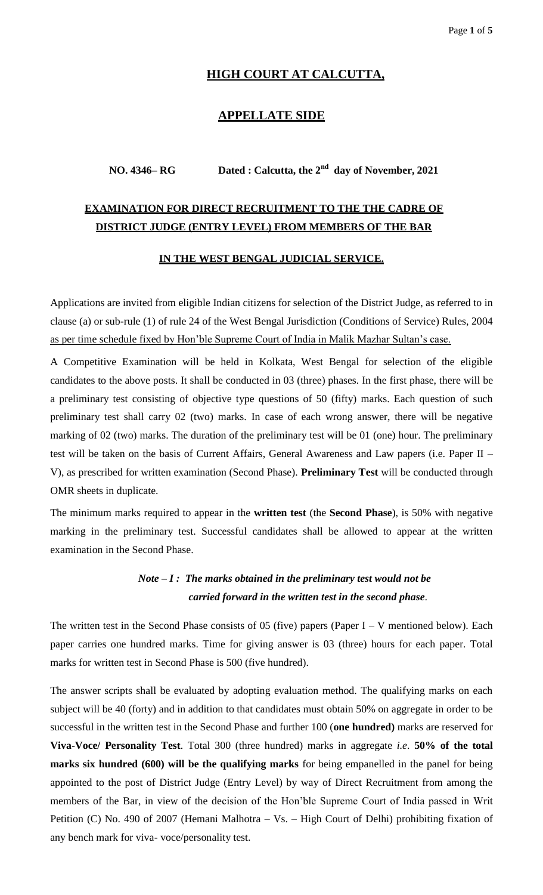# HIGH COURT AT CALCUTTA,

## APPELLATE SIDE

**NO. 4346– RG     Dated : Calcutta, the 2nd day of November, 2021**

## EXAMINATION FOR DIRECT RECRUITMENT TO THE THE CADRE OF DISTRICT JUDGE (ENTRY LEVEL) FROM MEMBERS OF THE BAR

### IN THE WEST BENGAL JUDICIAL SERVICE.

Applications are invited from eligible Indian citizens for selection of the District Judge, as referred to in clause (a) or sub-rule (1) of rule 24 of the West Bengal Jurisdiction (Conditions of Service) Rules, 2004 as per time schedule fixed by Hon'ble Supreme Court of India in Malik Mazhar Sultan's case.

A Competitive Examination will be held in Kolkata, West Bengal for selection of the eligible candidates to the above posts. It shall be conducted in 03 (three) phases. In the first phase, there will be a preliminary test consisting of objective type questions of 50 (fifty) marks. Each question of such preliminary test shall carry 02 (two) marks. In case of each wrong answer, there will be negative marking of 02 (two) marks. The duration of the preliminary test will be 01 (one) hour. The preliminary test will be taken on the basis of Current Affairs, General Awareness and Law papers (i.e. Paper II – V), as prescribed for written examination (Second Phase). **Preliminary Test** will be conducted through OMR sheets in duplicate.

The minimum marks required to appear in the **written test** (the **Second Phase**), is 50% with negative marking in the preliminary test. Successful candidates shall be allowed to appear at the written examination in the Second Phase.

*Note – I : The marks obtained in the preliminary test would not be carried forward in the written test in the second phase.*

The written test in the Second Phase consists of 05 (five) papers (Paper I – V mentioned below). Each paper carries one hundred marks. Time for giving answer is 03 (three) hours for each paper. Total marks for written test in Second Phase is 500 (five hundred).

The answer scripts shall be evaluated by adopting evaluation method. The qualifying marks on each subject will be 40 (forty) and in addition to that candidates must obtain 50% on aggregate in order to be successful in the written test in the Second Phase and further 100 (**one hundred)** marks are reserved for **Viva-Voce/ Personality Test**. Total 300 (three hundred) marks in aggregate *i.e*. **50% of the total marks six hundred (600) will be the qualifying marks** for being empanelled in the panel for being appointed to the post of District Judge (Entry Level) by way of Direct Recruitment from among the members of the Bar, in view of the decision of the Hon'ble Supreme Court of India passed in Writ Petition (C) No. 490 of 2007 (Hemani Malhotra – Vs. – High Court of Delhi) prohibiting fixation of any bench mark for viva- voce/personality test.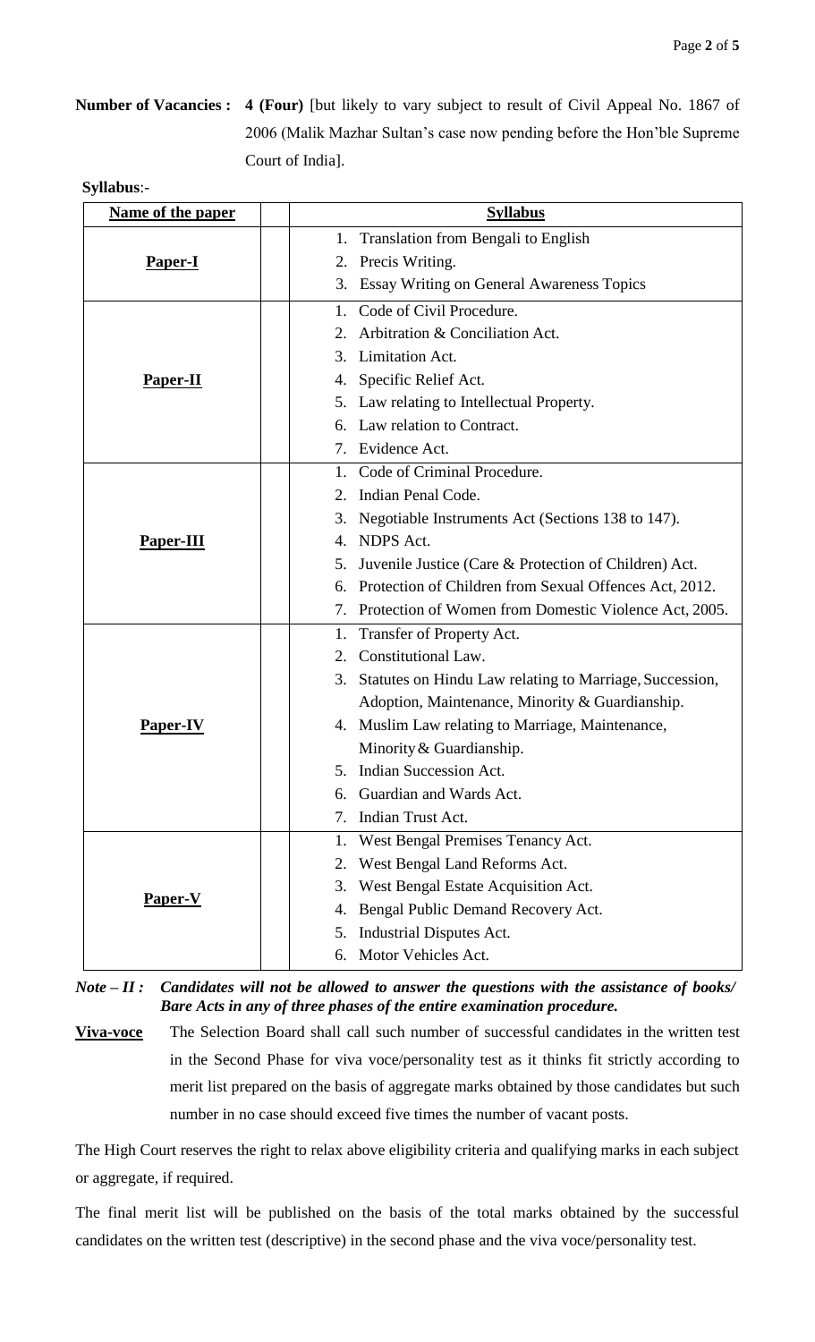**Number of Vacancies :** **4 (Four)** [but likely to vary subject to result of Civil Appeal No. 1867 of 2006 (Malik Mazhar Sultan's case now pending before the Hon'ble Supreme Court of India].

**Syllabus**:-

| Name of the paper | Syllabus |
|---|---|
| **Paper-I** | 1. Translation from Bengali to English<br>2. Precis Writing.<br>3. Essay Writing on General Awareness Topics |
| **Paper-II** | 1. Code of Civil Procedure.<br>2. Arbitration & Conciliation Act.<br>3. Limitation Act.<br>4. Specific Relief Act.<br>5. Law relating to Intellectual Property.<br>6. Law relation to Contract.<br>7. Evidence Act. |
| **Paper-III** | 1. Code of Criminal Procedure.<br>2. Indian Penal Code.<br>3. Negotiable Instruments Act (Sections 138 to 147).<br>4. NDPS Act.<br>5. Juvenile Justice (Care & Protection of Children) Act.<br>6. Protection of Children from Sexual Offences Act, 2012.<br>7. Protection of Women from Domestic Violence Act, 2005. |
| **Paper-IV** | 1. Transfer of Property Act.<br>2. Constitutional Law.<br>3. Statutes on Hindu Law relating to Marriage, Succession, Adoption, Maintenance, Minority & Guardianship.<br>4. Muslim Law relating to Marriage, Maintenance, Minority & Guardianship.<br>5. Indian Succession Act.<br>6. Guardian and Wards Act.<br>7. Indian Trust Act. |
| **Paper-V** | 1. West Bengal Premises Tenancy Act.<br>2. West Bengal Land Reforms Act.<br>3. West Bengal Estate Acquisition Act.<br>4. Bengal Public Demand Recovery Act.<br>5. Industrial Disputes Act.<br>6. Motor Vehicles Act. |

***Note – II :*** ***Candidates will not be allowed to answer the questions with the assistance of books/ Bare Acts in any of three phases of the entire examination procedure.***

**Viva-voce** The Selection Board shall call such number of successful candidates in the written test in the Second Phase for viva voce/personality test as it thinks fit strictly according to merit list prepared on the basis of aggregate marks obtained by those candidates but such number in no case should exceed five times the number of vacant posts.

The High Court reserves the right to relax above eligibility criteria and qualifying marks in each subject or aggregate, if required.

The final merit list will be published on the basis of the total marks obtained by the successful candidates on the written test (descriptive) in the second phase and the viva voce/personality test.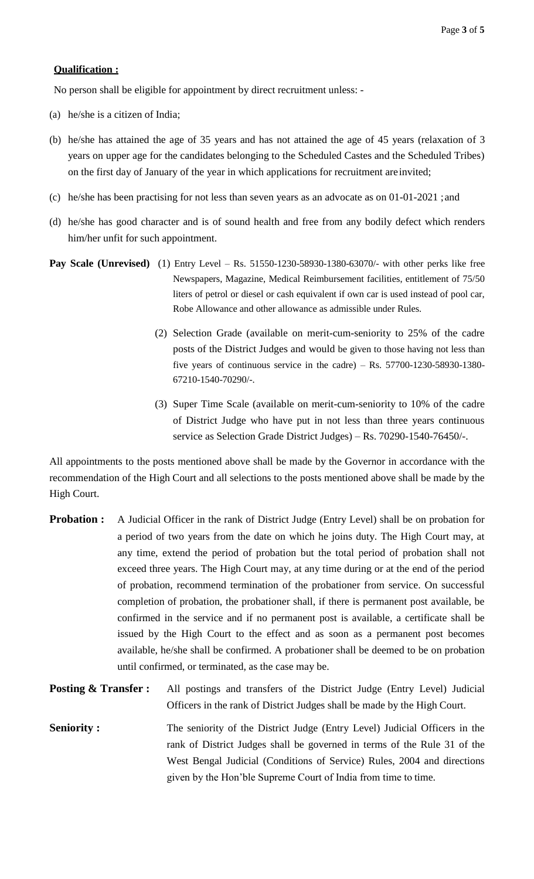**Qualification :**

No person shall be eligible for appointment by direct recruitment unless: -

(a) he/she is a citizen of India;

(b) he/she has attained the age of 35 years and has not attained the age of 45 years (relaxation of 3 years on upper age for the candidates belonging to the Scheduled Castes and the Scheduled Tribes) on the first day of January of the year in which applications for recruitment are invited;

(c) he/she has been practising for not less than seven years as an advocate as on 01-01-2021 ; and

(d) he/she has good character and is of sound health and free from any bodily defect which renders him/her unfit for such appointment.

**Pay Scale (Unrevised)** (1) Entry Level – Rs. 51550-1230-58930-1380-63070/- with other perks like free Newspapers, Magazine, Medical Reimbursement facilities, entitlement of 75/50 liters of petrol or diesel or cash equivalent if own car is used instead of pool car, Robe Allowance and other allowance as admissible under Rules.

(2) Selection Grade (available on merit-cum-seniority to 25% of the cadre posts of the District Judges and would be given to those having not less than five years of continuous service in the cadre) – Rs. 57700-1230-58930-1380-67210-1540-70290/-.

(3) Super Time Scale (available on merit-cum-seniority to 10% of the cadre of District Judge who have put in not less than three years continuous service as Selection Grade District Judges) – Rs. 70290-1540-76450/-.

All appointments to the posts mentioned above shall be made by the Governor in accordance with the recommendation of the High Court and all selections to the posts mentioned above shall be made by the High Court.

**Probation :** A Judicial Officer in the rank of District Judge (Entry Level) shall be on probation for a period of two years from the date on which he joins duty. The High Court may, at any time, extend the period of probation but the total period of probation shall not exceed three years. The High Court may, at any time during or at the end of the period of probation, recommend termination of the probationer from service. On successful completion of probation, the probationer shall, if there is permanent post available, be confirmed in the service and if no permanent post is available, a certificate shall be issued by the High Court to the effect and as soon as a permanent post becomes available, he/she shall be confirmed. A probationer shall be deemed to be on probation until confirmed, or terminated, as the case may be.

**Posting & Transfer :** All postings and transfers of the District Judge (Entry Level) Judicial Officers in the rank of District Judges shall be made by the High Court.

**Seniority :** The seniority of the District Judge (Entry Level) Judicial Officers in the rank of District Judges shall be governed in terms of the Rule 31 of the West Bengal Judicial (Conditions of Service) Rules, 2004 and directions given by the Hon'ble Supreme Court of India from time to time.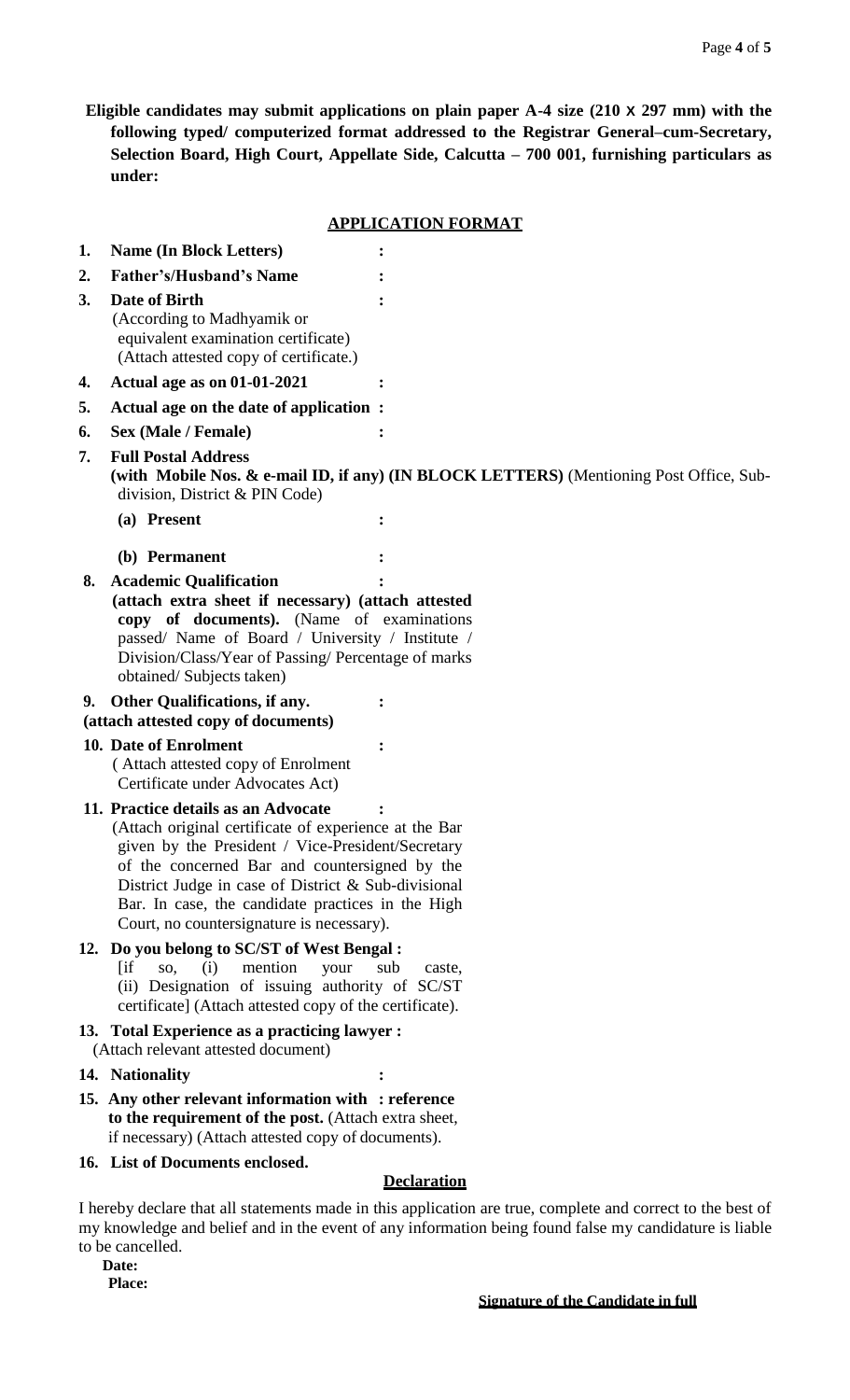**Eligible candidates may submit applications on plain paper A-4 size (210 x 297 mm) with the following typed/ computerized format addressed to the Registrar General–cum-Secretary, Selection Board, High Court, Appellate Side, Calcutta – 700 001, furnishing particulars as under:**

## APPLICATION FORMAT

1. **Name (In Block Letters)** :
2. **Father's/Husband's Name** :
3. **Date of Birth** :
   (According to Madhyamik or equivalent examination certificate) (Attach attested copy of certificate.)
4. **Actual age as on 01-01-2021** :
5. **Actual age on the date of application** :
6. **Sex (Male / Female)** :
7. **Full Postal Address**
   **(with Mobile Nos. & e-mail ID, if any) (IN BLOCK LETTERS)** (Mentioning Post Office, Sub-division, District & PIN Code)
   **(a) Present** :
   **(b) Permanent** :
8. **Academic Qualification** :
   **(attach extra sheet if necessary) (attach attested copy of documents).** (Name of examinations passed/ Name of Board / University / Institute / Division/Class/Year of Passing/ Percentage of marks obtained/ Subjects taken)
9. **Other Qualifications, if any.** :
   **(attach attested copy of documents)**
10. **Date of Enrolment** :
    ( Attach attested copy of Enrolment Certificate under Advocates Act)
11. **Practice details as an Advocate** :
    (Attach original certificate of experience at the Bar given by the President / Vice-President/Secretary of the concerned Bar and countersigned by the District Judge in case of District & Sub-divisional Bar. In case, the candidate practices in the High Court, no countersignature is necessary).
12. **Do you belong to SC/ST of West Bengal :**
    [if so, (i) mention your sub caste, (ii) Designation of issuing authority of SC/ST certificate] (Attach attested copy of the certificate).
13. **Total Experience as a practicing lawyer :**
    (Attach relevant attested document)
14. **Nationality** :
15. **Any other relevant information with : reference to the requirement of the post.** (Attach extra sheet, if necessary) (Attach attested copy of documents).
16. **List of Documents enclosed.**

### Declaration

I hereby declare that all statements made in this application are true, complete and correct to the best of my knowledge and belief and in the event of any information being found false my candidature is liable to be cancelled.

**Date:**

**Place:**

**Signature of the Candidate in full**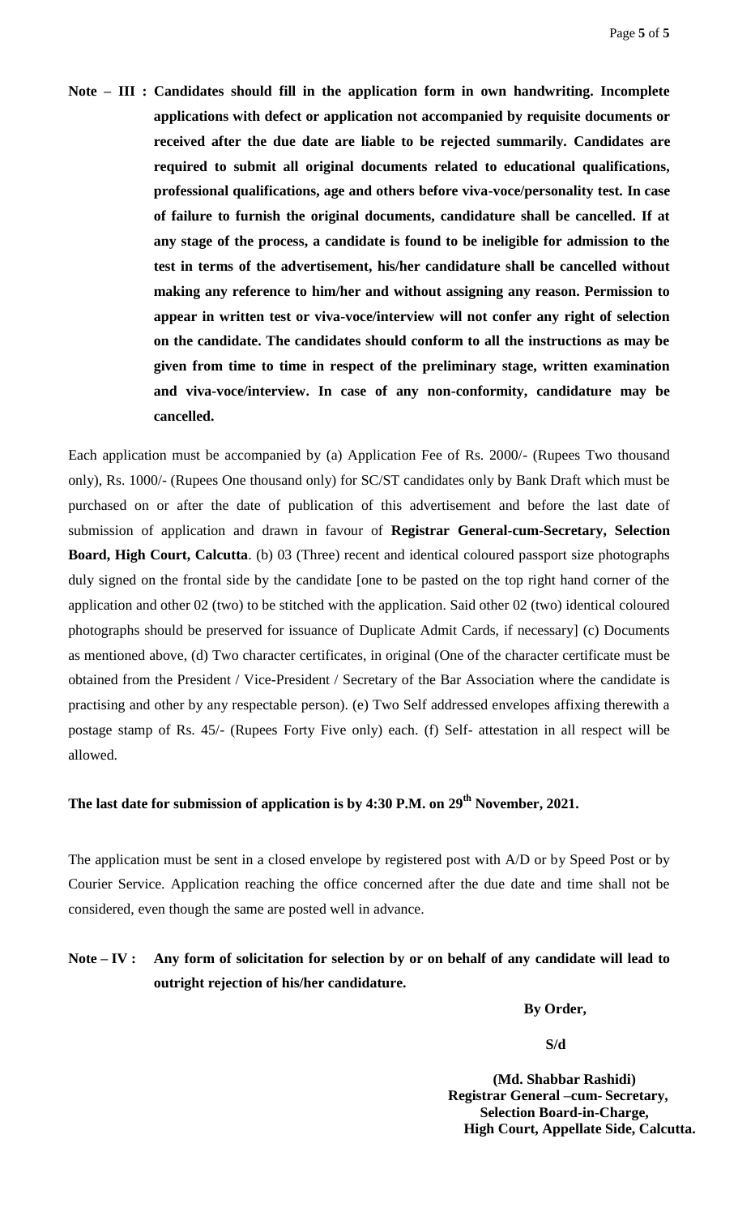**Note – III : Candidates should fill in the application form in own handwriting. Incomplete applications with defect or application not accompanied by requisite documents or received after the due date are liable to be rejected summarily. Candidates are required to submit all original documents related to educational qualifications, professional qualifications, age and others before viva-voce/personality test. In case of failure to furnish the original documents, candidature shall be cancelled. If at any stage of the process, a candidate is found to be ineligible for admission to the test in terms of the advertisement, his/her candidature shall be cancelled without making any reference to him/her and without assigning any reason. Permission to appear in written test or viva-voce/interview will not confer any right of selection on the candidate. The candidates should conform to all the instructions as may be given from time to time in respect of the preliminary stage, written examination and viva-voce/interview. In case of any non-conformity, candidature may be cancelled.**

Each application must be accompanied by (a) Application Fee of Rs. 2000/- (Rupees Two thousand only), Rs. 1000/- (Rupees One thousand only) for SC/ST candidates only by Bank Draft which must be purchased on or after the date of publication of this advertisement and before the last date of submission of application and drawn in favour of **Registrar General-cum-Secretary, Selection Board, High Court, Calcutta**. (b) 03 (Three) recent and identical coloured passport size photographs duly signed on the frontal side by the candidate [one to be pasted on the top right hand corner of the application and other 02 (two) to be stitched with the application. Said other 02 (two) identical coloured photographs should be preserved for issuance of Duplicate Admit Cards, if necessary] (c) Documents as mentioned above, (d) Two character certificates, in original (One of the character certificate must be obtained from the President / Vice-President / Secretary of the Bar Association where the candidate is practising and other by any respectable person). (e) Two Self addressed envelopes affixing therewith a postage stamp of Rs. 45/- (Rupees Forty Five only) each. (f) Self- attestation in all respect will be allowed.

**The last date for submission of application is by 4:30 P.M. on 29th November, 2021.**

The application must be sent in a closed envelope by registered post with A/D or by Speed Post or by Courier Service. Application reaching the office concerned after the due date and time shall not be considered, even though the same are posted well in advance.

**Note – IV : Any form of solicitation for selection by or on behalf of any candidate will lead to outright rejection of his/her candidature.**

**By Order,**

**S/d**

**(Md. Shabbar Rashidi)**
**Registrar General –cum- Secretary,**
**Selection Board-in-Charge,**
**High Court, Appellate Side, Calcutta.**